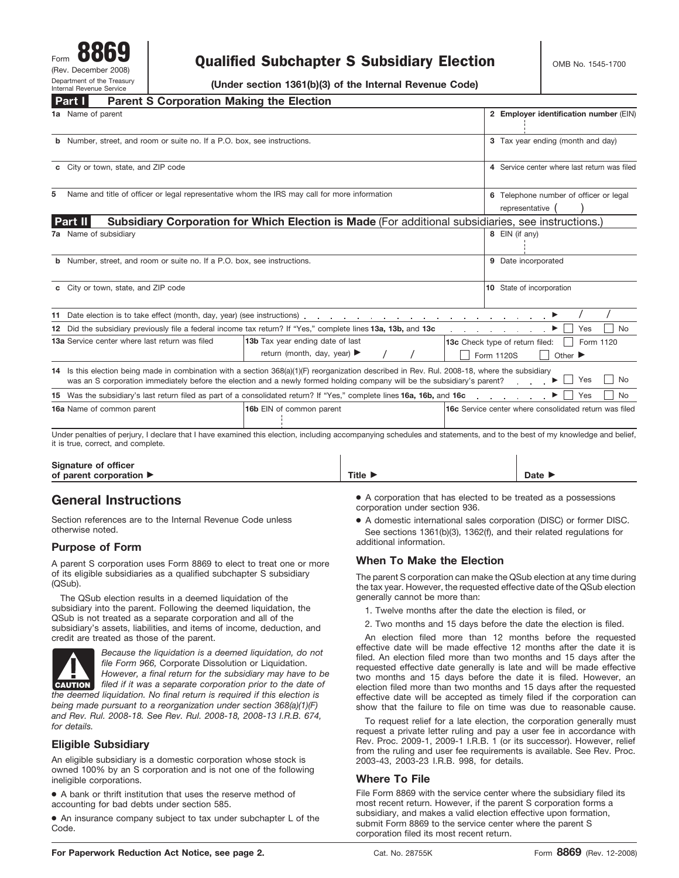Form **8869** (Rev. December 2008) Department of the Treasury Internal Revenue Service

# Qualified Subchapter S Subsidiary Election

**(Under section 1361(b)(3) of the Internal Revenue Code)**

OMB No. 1545-1700

## Part I Parent S Corporation Making the Election

| | |
|---|---|
| **1a** Name of parent | **2 Employer identification number** (EIN) |
| **b** Number, street, and room or suite no. If a P.O. box, see instructions. | **3** Tax year ending (month and day) |
| **c** City or town, state, and ZIP code | **4** Service center where last return was filed |
| **5** Name and title of officer or legal representative whom the IRS may call for more information | **6** Telephone number of officer or legal representative ( ) |

## Part II Subsidiary Corporation for Which Election is Made (For additional subsidiaries, see instructions.)

| | |
|---|---|
| **7a** Name of subsidiary | **8** EIN (if any) |
| **b** Number, street, and room or suite no. If a P.O. box, see instructions. | **9** Date incorporated |
| **c** City or town, state, and ZIP code | **10** State of incorporation |

**11** Date election is to take effect (month, day, year) (see instructions) ▶ / /

**12** Did the subsidiary previously file a federal income tax return? If "Yes," complete lines **13a, 13b,** and **13c** ▶ ☐ Yes ☐ No

| **13a** Service center where last return was filed | **13b** Tax year ending date of last return (month, day, year) ▶ / / | **13c** Check type of return filed: ☐ Form 1120 ☐ Form 1120S ☐ Other ▶ |
|---|---|---|

**14** Is this election being made in combination with a section 368(a)(1)(F) reorganization described in Rev. Rul. 2008-18, where the subsidiary was an S corporation immediately before the election and a newly formed holding company will be the subsidiary's parent? ▶ ☐ Yes ☐ No

**15** Was the subsidiary's last return filed as part of a consolidated return? If "Yes," complete lines **16a, 16b,** and **16c** ▶ ☐ Yes ☐ No

| **16a** Name of common parent | **16b** EIN of common parent | **16c** Service center where consolidated return was filed |
|---|---|---|

Under penalties of perjury, I declare that I have examined this election, including accompanying schedules and statements, and to the best of my knowledge and belief, it is true, correct, and complete.

| **Signature of officer of parent corporation** ▶ | **Title** ▶ | **Date** ▶ |
|---|---|---|

## General Instructions

Section references are to the Internal Revenue Code unless otherwise noted.

### Purpose of Form

A parent S corporation uses Form 8869 to elect to treat one or more of its eligible subsidiaries as a qualified subchapter S subsidiary (QSub).

The QSub election results in a deemed liquidation of the subsidiary into the parent. Following the deemed liquidation, the QSub is not treated as a separate corporation and all of the subsidiary's assets, liabilities, and items of income, deduction, and credit are treated as those of the parent.

**CAUTION** *Because the liquidation is a deemed liquidation, do not file Form 966,* Corporate Dissolution or Liquidation. *However, a final return for the subsidiary may have to be filed if it was a separate corporation prior to the date of the deemed liquidation. No final return is required if this election is being made pursuant to a reorganization under section 368(a)(1)(F) and Rev. Rul. 2008-18. See Rev. Rul. 2008-18, 2008-13 I.R.B. 674, for details.*

### Eligible Subsidiary

An eligible subsidiary is a domestic corporation whose stock is owned 100% by an S corporation and is not one of the following ineligible corporations.

- A bank or thrift institution that uses the reserve method of accounting for bad debts under section 585.
- An insurance company subject to tax under subchapter L of the Code.
- A corporation that has elected to be treated as a possessions corporation under section 936.
- A domestic international sales corporation (DISC) or former DISC.

See sections 1361(b)(3), 1362(f), and their related regulations for additional information.

### When To Make the Election

The parent S corporation can make the QSub election at any time during the tax year. However, the requested effective date of the QSub election generally cannot be more than:

1. Twelve months after the date the election is filed, or
2. Two months and 15 days before the date the election is filed.

An election filed more than 12 months before the requested effective date will be made effective 12 months after the date it is filed. An election filed more than two months and 15 days after the requested effective date generally is late and will be made effective two months and 15 days before the date it is filed. However, an election filed more than two months and 15 days after the requested effective date will be accepted as timely filed if the corporation can show that the failure to file on time was due to reasonable cause.

To request relief for a late election, the corporation generally must request a private letter ruling and pay a user fee in accordance with Rev. Proc. 2009-1, 2009-1 I.R.B. 1 (or its successor). However, relief from the ruling and user fee requirements is available. See Rev. Proc. 2003-43, 2003-23 I.R.B. 998, for details.

### Where To File

File Form 8869 with the service center where the subsidiary filed its most recent return. However, if the parent S corporation forms a subsidiary, and makes a valid election effective upon formation, submit Form 8869 to the service center where the parent S corporation filed its most recent return.

**For Paperwork Reduction Act Notice, see page 2.** Cat. No. 28755K Form **8869** (Rev. 12-2008)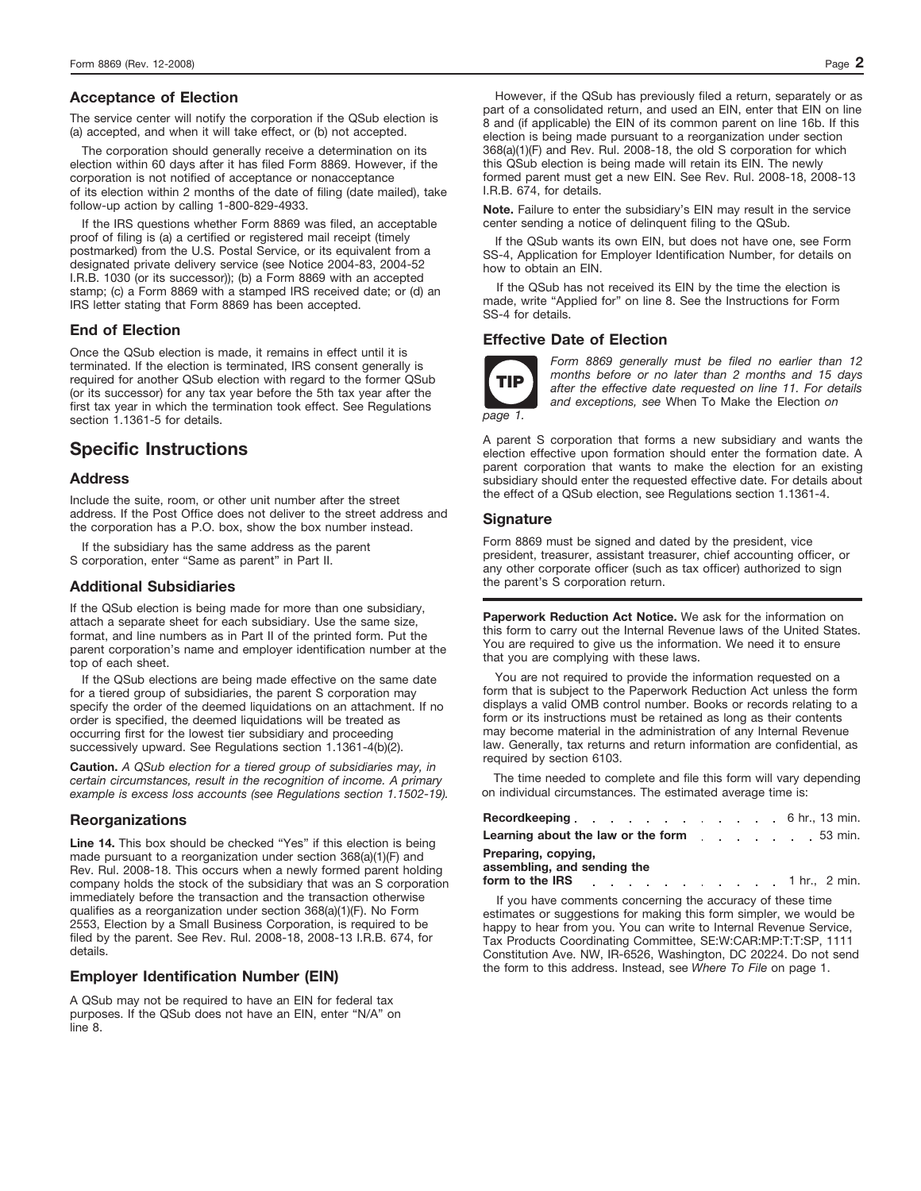### Acceptance of Election

The service center will notify the corporation if the QSub election is (a) accepted, and when it will take effect, or (b) not accepted.

The corporation should generally receive a determination on its election within 60 days after it has filed Form 8869. However, if the corporation is not notified of acceptance or nonacceptance of its election within 2 months of the date of filing (date mailed), take follow-up action by calling 1-800-829-4933.

If the IRS questions whether Form 8869 was filed, an acceptable proof of filing is (a) a certified or registered mail receipt (timely postmarked) from the U.S. Postal Service, or its equivalent from a designated private delivery service (see Notice 2004-83, 2004-52 I.R.B. 1030 (or its successor)); (b) a Form 8869 with an accepted stamp; (c) a Form 8869 with a stamped IRS received date; or (d) an IRS letter stating that Form 8869 has been accepted.

### End of Election

Once the QSub election is made, it remains in effect until it is terminated. If the election is terminated, IRS consent generally is required for another QSub election with regard to the former QSub (or its successor) for any tax year before the 5th tax year after the first tax year in which the termination took effect. See Regulations section 1.1361-5 for details.

## Specific Instructions

### Address

Include the suite, room, or other unit number after the street address. If the Post Office does not deliver to the street address and the corporation has a P.O. box, show the box number instead.

If the subsidiary has the same address as the parent S corporation, enter "Same as parent" in Part II.

### Additional Subsidiaries

If the QSub election is being made for more than one subsidiary, attach a separate sheet for each subsidiary. Use the same size, format, and line numbers as in Part II of the printed form. Put the parent corporation's name and employer identification number at the top of each sheet.

If the QSub elections are being made effective on the same date for a tiered group of subsidiaries, the parent S corporation may specify the order of the deemed liquidations on an attachment. If no order is specified, the deemed liquidations will be treated as occurring first for the lowest tier subsidiary and proceeding successively upward. See Regulations section 1.1361-4(b)(2).

**Caution.** *A QSub election for a tiered group of subsidiaries may, in certain circumstances, result in the recognition of income. A primary example is excess loss accounts (see Regulations section 1.1502-19).*

### Reorganizations

**Line 14.** This box should be checked "Yes" if this election is being made pursuant to a reorganization under section 368(a)(1)(F) and Rev. Rul. 2008-18. This occurs when a newly formed parent holding company holds the stock of the subsidiary that was an S corporation immediately before the transaction and the transaction otherwise qualifies as a reorganization under section 368(a)(1)(F). No Form 2553, Election by a Small Business Corporation, is required to be filed by the parent. See Rev. Rul. 2008-18, 2008-13 I.R.B. 674, for details.

### Employer Identification Number (EIN)

A QSub may not be required to have an EIN for federal tax purposes. If the QSub does not have an EIN, enter "N/A" on line 8.

However, if the QSub has previously filed a return, separately or as part of a consolidated return, and used an EIN, enter that EIN on line 8 and (if applicable) the EIN of its common parent on line 16b. If this election is being made pursuant to a reorganization under section 368(a)(1)(F) and Rev. Rul. 2008-18, the old S corporation for which this QSub election is being made will retain its EIN. The newly formed parent must get a new EIN. See Rev. Rul. 2008-18, 2008-13 I.R.B. 674, for details.

**Note.** Failure to enter the subsidiary's EIN may result in the service center sending a notice of delinquent filing to the QSub.

If the QSub wants its own EIN, but does not have one, see Form SS-4, Application for Employer Identification Number, for details on how to obtain an EIN.

If the QSub has not received its EIN by the time the election is made, write "Applied for" on line 8. See the Instructions for Form SS-4 for details.

### Effective Date of Election

**TIP** *Form 8869 generally must be filed no earlier than 12 months before or no later than 2 months and 15 days after the effective date requested on line 11. For details and exceptions, see* When To Make the Election *on page 1.*

A parent S corporation that forms a new subsidiary and wants the election effective upon formation should enter the formation date. A parent corporation that wants to make the election for an existing subsidiary should enter the requested effective date. For details about the effect of a QSub election, see Regulations section 1.1361-4.

### Signature

Form 8869 must be signed and dated by the president, vice president, treasurer, assistant treasurer, chief accounting officer, or any other corporate officer (such as tax officer) authorized to sign the parent's S corporation return.

---

**Paperwork Reduction Act Notice.** We ask for the information on this form to carry out the Internal Revenue laws of the United States. You are required to give us the information. We need it to ensure that you are complying with these laws.

You are not required to provide the information requested on a form that is subject to the Paperwork Reduction Act unless the form displays a valid OMB control number. Books or records relating to a form or its instructions must be retained as long as their contents may become material in the administration of any Internal Revenue law. Generally, tax returns and return information are confidential, as required by section 6103.

The time needed to complete and file this form will vary depending on individual circumstances. The estimated average time is:

| | |
|---|---|
| **Recordkeeping** | 6 hr., 13 min. |
| **Learning about the law or the form** | 53 min. |
| **Preparing, copying, assembling, and sending the form to the IRS** | 1 hr., 2 min. |

If you have comments concerning the accuracy of these time estimates or suggestions for making this form simpler, we would be happy to hear from you. You can write to Internal Revenue Service, Tax Products Coordinating Committee, SE:W:CAR:MP:T:T:SP, 1111 Constitution Ave. NW, IR-6526, Washington, DC 20224. Do not send the form to this address. Instead, see *Where To File* on page 1.